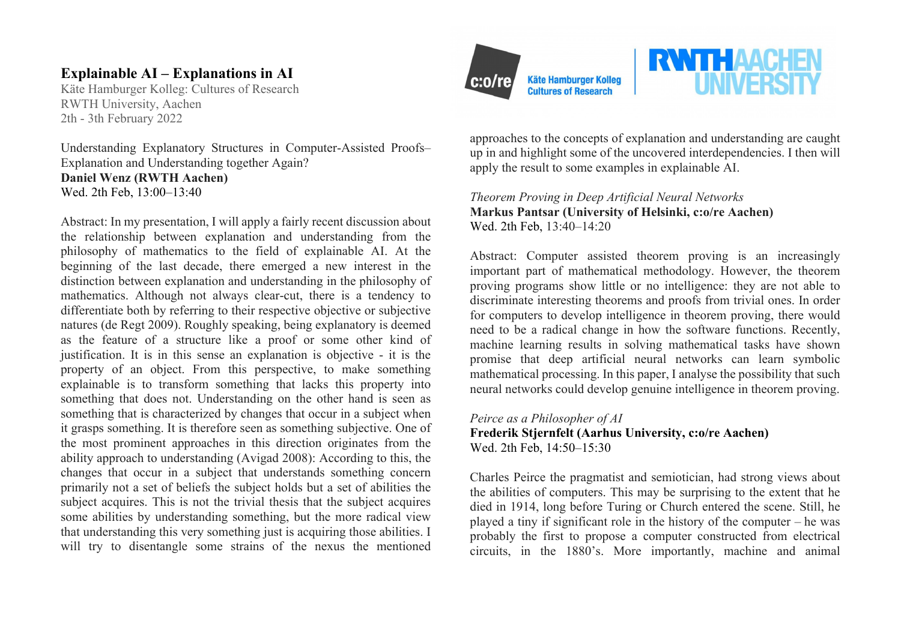# Explainable AI – Explanations in AI

Käte Hamburger Kolleg: Cultures of Research
RWTH University, Aachen
2th - 3th February 2022

Understanding Explanatory Structures in Computer-Assisted Proofs– Explanation and Understanding together Again?
**Daniel Wenz (RWTH Aachen)**
Wed. 2th Feb, 13:00–13:40

Abstract: In my presentation, I will apply a fairly recent discussion about the relationship between explanation and understanding from the philosophy of mathematics to the field of explainable AI. At the beginning of the last decade, there emerged a new interest in the distinction between explanation and understanding in the philosophy of mathematics. Although not always clear-cut, there is a tendency to differentiate both by referring to their respective objective or subjective natures (de Regt 2009). Roughly speaking, being explanatory is deemed as the feature of a structure like a proof or some other kind of justification. It is in this sense an explanation is objective - it is the property of an object. From this perspective, to make something explainable is to transform something that lacks this property into something that does not. Understanding on the other hand is seen as something that is characterized by changes that occur in a subject when it grasps something. It is therefore seen as something subjective. One of the most prominent approaches in this direction originates from the ability approach to understanding (Avigad 2008): According to this, the changes that occur in a subject that understands something concern primarily not a set of beliefs the subject holds but a set of abilities the subject acquires. This is not the trivial thesis that the subject acquires some abilities by understanding something, but the more radical view that understanding this very something just is acquiring those abilities. I will try to disentangle some strains of the nexus the mentioned approaches to the concepts of explanation and understanding are caught up in and highlight some of the uncovered interdependencies. I then will apply the result to some examples in explainable AI.

*Theorem Proving in Deep Artificial Neural Networks*
**Markus Pantsar (University of Helsinki, c:o/re Aachen)**
Wed. 2th Feb, 13:40–14:20

Abstract: Computer assisted theorem proving is an increasingly important part of mathematical methodology. However, the theorem proving programs show little or no intelligence: they are not able to discriminate interesting theorems and proofs from trivial ones. In order for computers to develop intelligence in theorem proving, there would need to be a radical change in how the software functions. Recently, machine learning results in solving mathematical tasks have shown promise that deep artificial neural networks can learn symbolic mathematical processing. In this paper, I analyse the possibility that such neural networks could develop genuine intelligence in theorem proving.

*Peirce as a Philosopher of AI*
**Frederik Stjernfelt (Aarhus University, c:o/re Aachen)**
Wed. 2th Feb, 14:50–15:30

Charles Peirce the pragmatist and semiotician, had strong views about the abilities of computers. This may be surprising to the extent that he died in 1914, long before Turing or Church entered the scene. Still, he played a tiny if significant role in the history of the computer – he was probably the first to propose a computer constructed from electrical circuits, in the 1880's. More importantly, machine and animal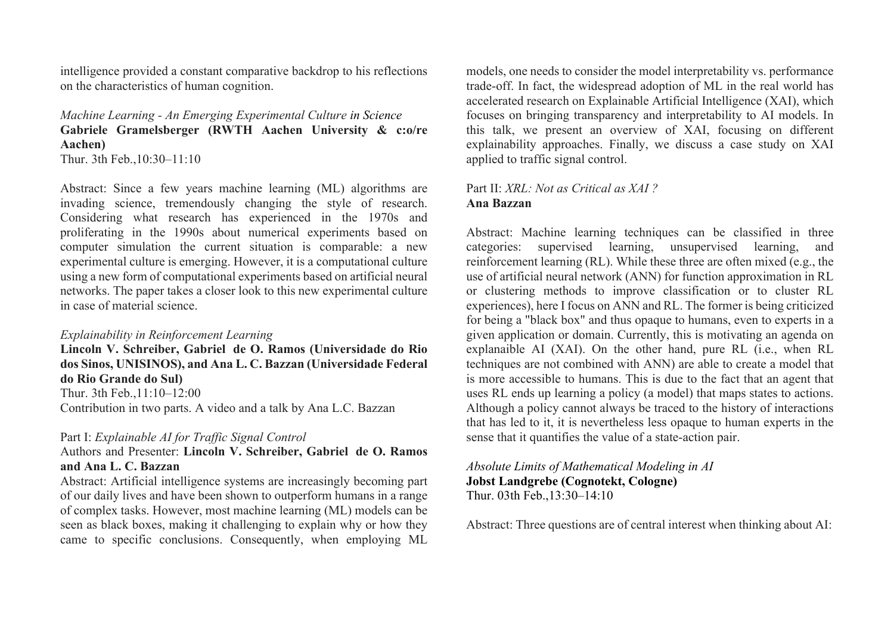intelligence provided a constant comparative backdrop to his reflections on the characteristics of human cognition.

*Machine Learning - An Emerging Experimental Culture in Science*
**Gabriele Gramelsberger (RWTH Aachen University & c:o/re Aachen)**
Thur. 3th Feb.,10:30–11:10

Abstract: Since a few years machine learning (ML) algorithms are invading science, tremendously changing the style of research. Considering what research has experienced in the 1970s and proliferating in the 1990s about numerical experiments based on computer simulation the current situation is comparable: a new experimental culture is emerging. However, it is a computational culture using a new form of computational experiments based on artificial neural networks. The paper takes a closer look to this new experimental culture in case of material science.

*Explainability in Reinforcement Learning*
**Lincoln V. Schreiber, Gabriel de O. Ramos (Universidade do Rio dos Sinos, UNISINOS), and Ana L. C. Bazzan (Universidade Federal do Rio Grande do Sul)**
Thur. 3th Feb.,11:10–12:00
Contribution in two parts. A video and a talk by Ana L.C. Bazzan

Part I: *Explainable AI for Traffic Signal Control*
Authors and Presenter: **Lincoln V. Schreiber, Gabriel de O. Ramos and Ana L. C. Bazzan**
Abstract: Artificial intelligence systems are increasingly becoming part of our daily lives and have been shown to outperform humans in a range of complex tasks. However, most machine learning (ML) models can be seen as black boxes, making it challenging to explain why or how they came to specific conclusions. Consequently, when employing ML models, one needs to consider the model interpretability vs. performance trade-off. In fact, the widespread adoption of ML in the real world has accelerated research on Explainable Artificial Intelligence (XAI), which focuses on bringing transparency and interpretability to AI models. In this talk, we present an overview of XAI, focusing on different explainability approaches. Finally, we discuss a case study on XAI applied to traffic signal control.

Part II: *XRL: Not as Critical as XAI ?*
**Ana Bazzan**

Abstract: Machine learning techniques can be classified in three categories: supervised learning, unsupervised learning, and reinforcement learning (RL). While these three are often mixed (e.g., the use of artificial neural network (ANN) for function approximation in RL or clustering methods to improve classification or to cluster RL experiences), here I focus on ANN and RL. The former is being criticized for being a "black box" and thus opaque to humans, even to experts in a given application or domain. Currently, this is motivating an agenda on explanaible AI (XAI). On the other hand, pure RL (i.e., when RL techniques are not combined with ANN) are able to create a model that is more accessible to humans. This is due to the fact that an agent that uses RL ends up learning a policy (a model) that maps states to actions. Although a policy cannot always be traced to the history of interactions that has led to it, it is nevertheless less opaque to human experts in the sense that it quantifies the value of a state-action pair.

*Absolute Limits of Mathematical Modeling in AI*
**Jobst Landgrebe (Cognotekt, Cologne)**
Thur. 03th Feb.,13:30–14:10

Abstract: Three questions are of central interest when thinking about AI: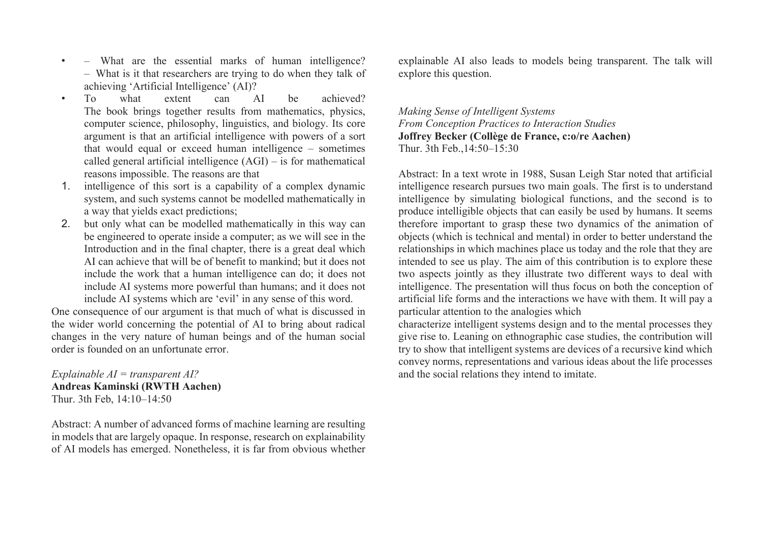- – What are the essential marks of human intelligence? – What is it that researchers are trying to do when they talk of achieving 'Artificial Intelligence' (AI)?
- To what extent can AI be achieved? The book brings together results from mathematics, physics, computer science, philosophy, linguistics, and biology. Its core argument is that an artificial intelligence with powers of a sort that would equal or exceed human intelligence – sometimes called general artificial intelligence (AGI) – is for mathematical reasons impossible. The reasons are that

1. intelligence of this sort is a capability of a complex dynamic system, and such systems cannot be modelled mathematically in a way that yields exact predictions;
2. but only what can be modelled mathematically in this way can be engineered to operate inside a computer; as we will see in the Introduction and in the final chapter, there is a great deal which AI can achieve that will be of benefit to mankind; but it does not include the work that a human intelligence can do; it does not include AI systems more powerful than humans; and it does not include AI systems which are 'evil' in any sense of this word.

One consequence of our argument is that much of what is discussed in the wider world concerning the potential of AI to bring about radical changes in the very nature of human beings and of the human social order is founded on an unfortunate error.

*Explainable AI = transparent AI?*
**Andreas Kaminski (RWTH Aachen)**
Thur. 3th Feb, 14:10–14:50

Abstract: A number of advanced forms of machine learning are resulting in models that are largely opaque. In response, research on explainability of AI models has emerged. Nonetheless, it is far from obvious whether explainable AI also leads to models being transparent. The talk will explore this question.

*Making Sense of Intelligent Systems*
*From Conception Practices to Interaction Studies*
**Joffrey Becker (Collège de France, c:o/re Aachen)**
Thur. 3th Feb.,14:50–15:30

Abstract: In a text wrote in 1988, Susan Leigh Star noted that artificial intelligence research pursues two main goals. The first is to understand intelligence by simulating biological functions, and the second is to produce intelligible objects that can easily be used by humans. It seems therefore important to grasp these two dynamics of the animation of objects (which is technical and mental) in order to better understand the relationships in which machines place us today and the role that they are intended to see us play. The aim of this contribution is to explore these two aspects jointly as they illustrate two different ways to deal with intelligence. The presentation will thus focus on both the conception of artificial life forms and the interactions we have with them. It will pay a particular attention to the analogies which characterize intelligent systems design and to the mental processes they give rise to. Leaning on ethnographic case studies, the contribution will try to show that intelligent systems are devices of a recursive kind which convey norms, representations and various ideas about the life processes and the social relations they intend to imitate.